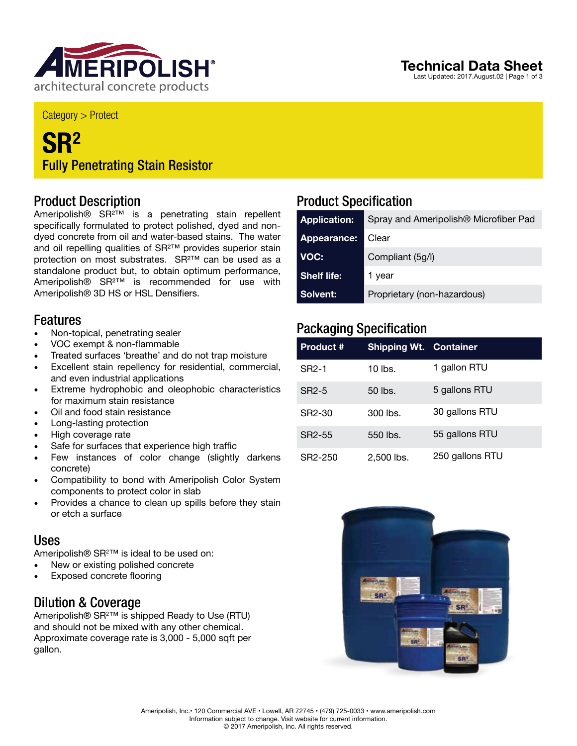# Technical Data Sheet

Last Updated: 2017.August.02

Category > Protect

# SR$^2$

## Fully Penetrating Stain Resistor

## Product Description

Ameripolish® SR$^2$™ is a penetrating stain repellent specifically formulated to protect polished, dyed and non-dyed concrete from oil and water-based stains. The water and oil repelling qualities of SR$^2$™ provides superior stain protection on most substrates. SR$^2$™ can be used as a standalone product but, to obtain optimum performance, Ameripolish® SR$^2$™ is recommended for use with Ameripolish® 3D HS or HSL Densifiers.

## Features

- Non-topical, penetrating sealer
- VOC exempt & non-flammable
- Treated surfaces 'breathe' and do not trap moisture
- Excellent stain repellency for residential, commercial, and even industrial applications
- Extreme hydrophobic and oleophobic characteristics for maximum stain resistance
- Oil and food stain resistance
- Long-lasting protection
- High coverage rate
- Safe for surfaces that experience high traffic
- Few instances of color change (slightly darkens concrete)
- Compatibility to bond with Ameripolish Color System components to protect color in slab
- Provides a chance to clean up spills before they stain or etch a surface

## Uses

Ameripolish® SR$^2$™ is ideal to be used on:

- New or existing polished concrete
- Exposed concrete flooring

## Dilution & Coverage

Ameripolish® SR$^2$™ is shipped Ready to Use (RTU) and should not be mixed with any other chemical. Approximate coverage rate is 3,000 - 5,000 sqft per gallon.

## Product Specification

| | |
|---|---|
| **Application:** | Spray and Ameripolish® Microfiber Pad |
| **Appearance:** | Clear |
| **VOC:** | Compliant (5g/l) |
| **Shelf life:** | 1 year |
| **Solvent:** | Proprietary (non-hazardous) |

## Packaging Specification

| Product # | Shipping Wt. | Container |
|---|---|---|
| SR2-1 | 10 lbs. | 1 gallon RTU |
| SR2-5 | 50 lbs. | 5 gallons RTU |
| SR2-30 | 300 lbs. | 30 gallons RTU |
| SR2-55 | 550 lbs. | 55 gallons RTU |
| SR2-250 | 2,500 lbs. | 250 gallons RTU |

Ameripolish, Inc.• 120 Commercial AVE • Lowell, AR 72745 • (479) 725-0033 • www.ameripolish.com
Information subject to change. Visit website for current information.
© 2017 Ameripolish, Inc. All rights reserved.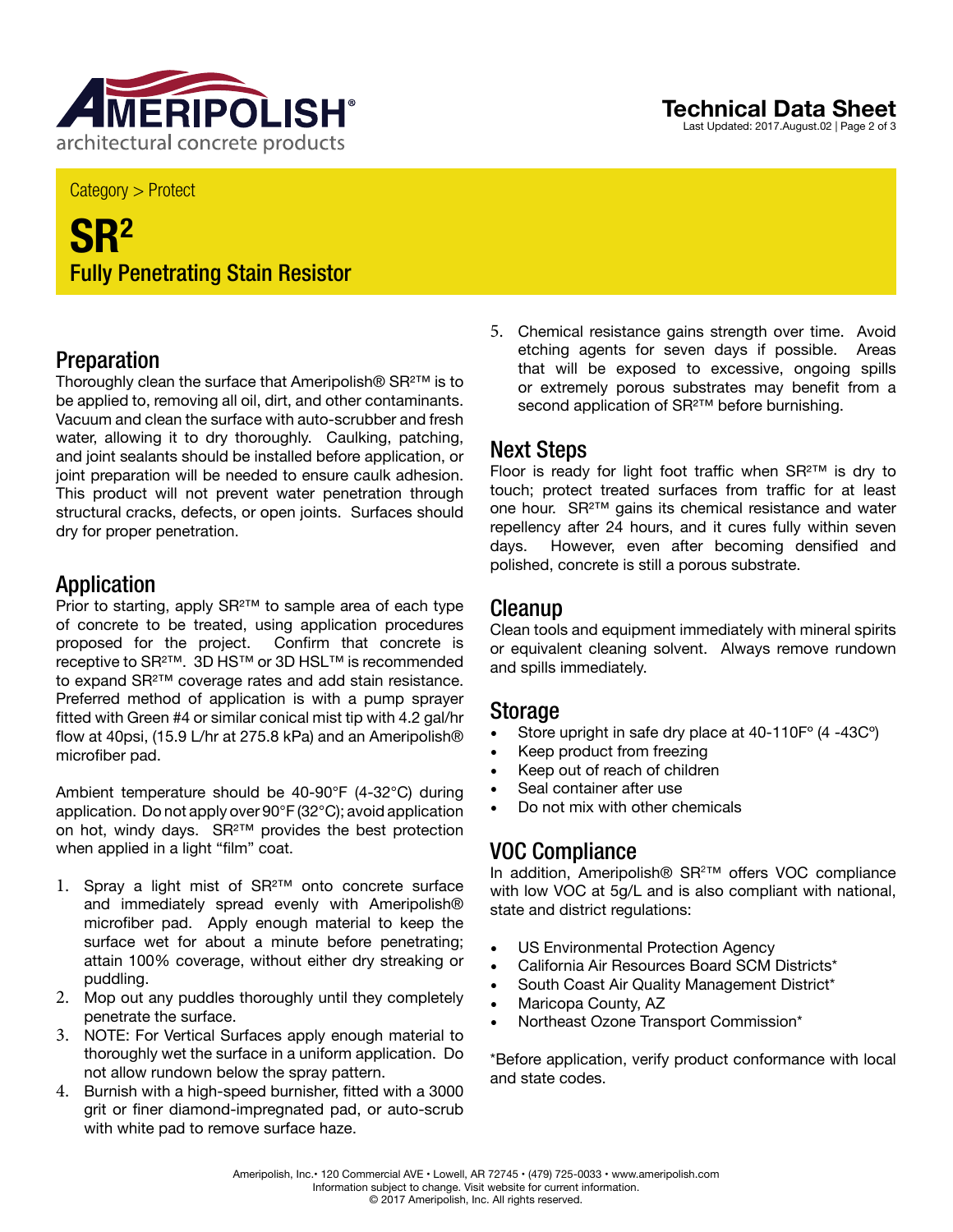Category > Protect

# SR²

## Fully Penetrating Stain Resistor

## Preparation

Thoroughly clean the surface that Ameripolish® SR²™ is to be applied to, removing all oil, dirt, and other contaminants. Vacuum and clean the surface with auto-scrubber and fresh water, allowing it to dry thoroughly. Caulking, patching, and joint sealants should be installed before application, or joint preparation will be needed to ensure caulk adhesion. This product will not prevent water penetration through structural cracks, defects, or open joints. Surfaces should dry for proper penetration.

## Application

Prior to starting, apply SR²™ to sample area of each type of concrete to be treated, using application procedures proposed for the project. Confirm that concrete is receptive to SR²™. 3D HS™ or 3D HSL™ is recommended to expand SR²™ coverage rates and add stain resistance. Preferred method of application is with a pump sprayer fitted with Green #4 or similar conical mist tip with 4.2 gal/hr flow at 40psi, (15.9 L/hr at 275.8 kPa) and an Ameripolish® microfiber pad.

Ambient temperature should be 40-90°F (4-32°C) during application. Do not apply over 90°F (32°C); avoid application on hot, windy days. SR²™ provides the best protection when applied in a light "film" coat.

1. Spray a light mist of SR²™ onto concrete surface and immediately spread evenly with Ameripolish® microfiber pad. Apply enough material to keep the surface wet for about a minute before penetrating; attain 100% coverage, without either dry streaking or puddling.
2. Mop out any puddles thoroughly until they completely penetrate the surface.
3. NOTE: For Vertical Surfaces apply enough material to thoroughly wet the surface in a uniform application. Do not allow rundown below the spray pattern.
4. Burnish with a high-speed burnisher, fitted with a 3000 grit or finer diamond-impregnated pad, or auto-scrub with white pad to remove surface haze.
5. Chemical resistance gains strength over time. Avoid etching agents for seven days if possible. Areas that will be exposed to excessive, ongoing spills or extremely porous substrates may benefit from a second application of SR²™ before burnishing.

## Next Steps

Floor is ready for light foot traffic when SR²™ is dry to touch; protect treated surfaces from traffic for at least one hour. SR²™ gains its chemical resistance and water repellency after 24 hours, and it cures fully within seven days. However, even after becoming densified and polished, concrete is still a porous substrate.

## Cleanup

Clean tools and equipment immediately with mineral spirits or equivalent cleaning solvent. Always remove rundown and spills immediately.

## Storage

- Store upright in safe dry place at 40-110F° (4 -43C°)
- Keep product from freezing
- Keep out of reach of children
- Seal container after use
- Do not mix with other chemicals

## VOC Compliance

In addition, Ameripolish® SR²™ offers VOC compliance with low VOC at 5g/L and is also compliant with national, state and district regulations:

- US Environmental Protection Agency
- California Air Resources Board SCM Districts*
- South Coast Air Quality Management District*
- Maricopa County, AZ
- Northeast Ozone Transport Commission*

*Before application, verify product conformance with local and state codes.

Ameripolish, Inc.• 120 Commercial AVE • Lowell, AR 72745 • (479) 725-0033 • www.ameripolish.com
Information subject to change. Visit website for current information.
© 2017 Ameripolish, Inc. All rights reserved.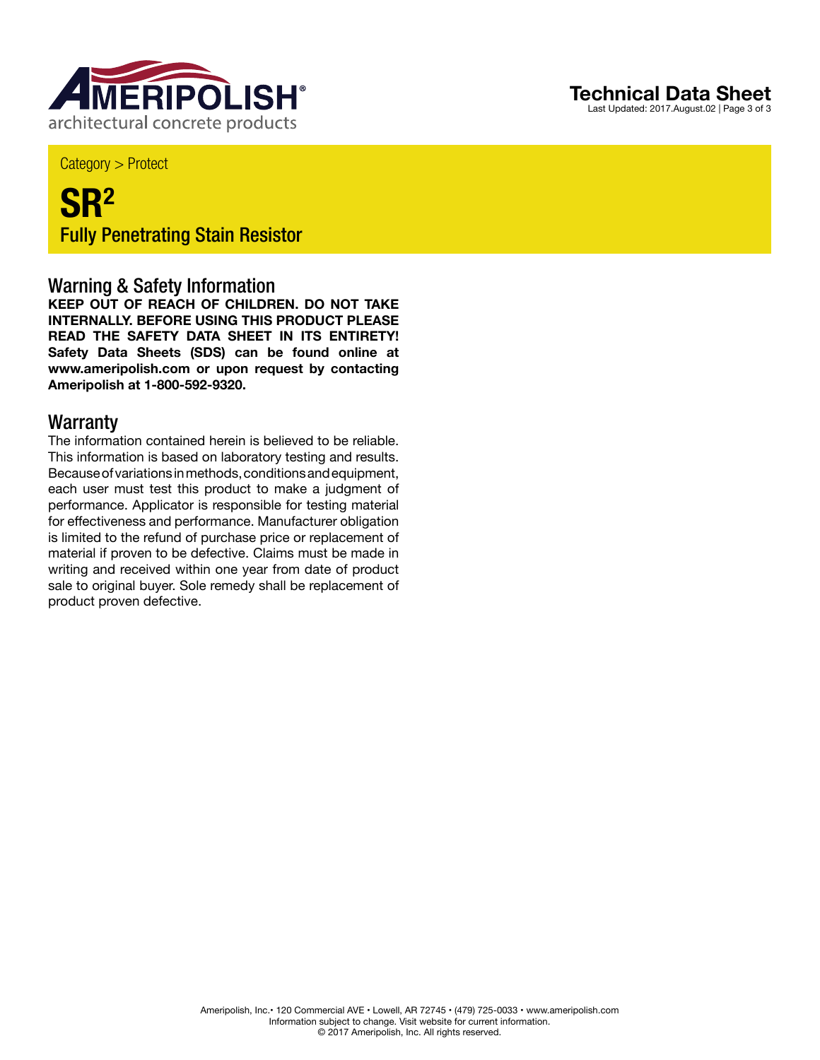Category > Protect

# $SR^2$

## Fully Penetrating Stain Resistor

## Warning & Safety Information

**KEEP OUT OF REACH OF CHILDREN. DO NOT TAKE INTERNALLY. BEFORE USING THIS PRODUCT PLEASE READ THE SAFETY DATA SHEET IN ITS ENTIRETY! Safety Data Sheets (SDS) can be found online at www.ameripolish.com or upon request by contacting Ameripolish at 1-800-592-9320.**

## Warranty

The information contained herein is believed to be reliable. This information is based on laboratory testing and results. Because of variations in methods, conditions and equipment, each user must test this product to make a judgment of performance. Applicator is responsible for testing material for effectiveness and performance. Manufacturer obligation is limited to the refund of purchase price or replacement of material if proven to be defective. Claims must be made in writing and received within one year from date of product sale to original buyer. Sole remedy shall be replacement of product proven defective.

Ameripolish, Inc.• 120 Commercial AVE • Lowell, AR 72745 • (479) 725-0033 • www.ameripolish.com
Information subject to change. Visit website for current information.
© 2017 Ameripolish, Inc. All rights reserved.